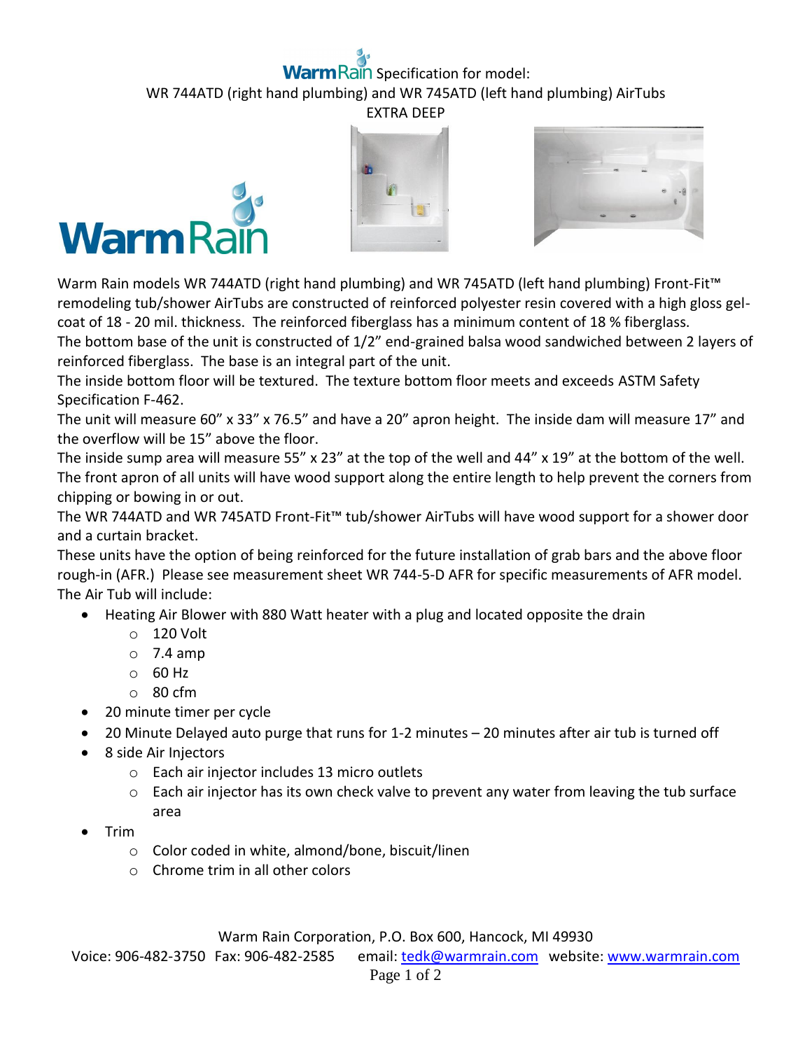# WarmRain Specification for model:

## WR 744ATD (right hand plumbing) and WR 745ATD (left hand plumbing) AirTubs

### EXTRA DEEP

Warm Rain models WR 744ATD (right hand plumbing) and WR 745ATD (left hand plumbing) Front-Fit™ remodeling tub/shower AirTubs are constructed of reinforced polyester resin covered with a high gloss gel-coat of 18 - 20 mil. thickness. The reinforced fiberglass has a minimum content of 18 % fiberglass.

The bottom base of the unit is constructed of 1/2" end-grained balsa wood sandwiched between 2 layers of reinforced fiberglass. The base is an integral part of the unit.

The inside bottom floor will be textured. The texture bottom floor meets and exceeds ASTM Safety Specification F-462.

The unit will measure 60" x 33" x 76.5" and have a 20" apron height. The inside dam will measure 17" and the overflow will be 15" above the floor.

The inside sump area will measure 55" x 23" at the top of the well and 44" x 19" at the bottom of the well.

The front apron of all units will have wood support along the entire length to help prevent the corners from chipping or bowing in or out.

The WR 744ATD and WR 745ATD Front-Fit™ tub/shower AirTubs will have wood support for a shower door and a curtain bracket.

These units have the option of being reinforced for the future installation of grab bars and the above floor rough-in (AFR.) Please see measurement sheet WR 744-5-D AFR for specific measurements of AFR model.

The Air Tub will include:

- Heating Air Blower with 880 Watt heater with a plug and located opposite the drain
  - 120 Volt
  - 7.4 amp
  - 60 Hz
  - 80 cfm
- 20 minute timer per cycle
- 20 Minute Delayed auto purge that runs for 1-2 minutes – 20 minutes after air tub is turned off
- 8 side Air Injectors
  - Each air injector includes 13 micro outlets
  - Each air injector has its own check valve to prevent any water from leaving the tub surface area
- Trim
  - Color coded in white, almond/bone, biscuit/linen
  - Chrome trim in all other colors

Warm Rain Corporation, P.O. Box 600, Hancock, MI 49930

Voice: 906-482-3750 Fax: 906-482-2585 email: tedk@warmrain.com website: www.warmrain.com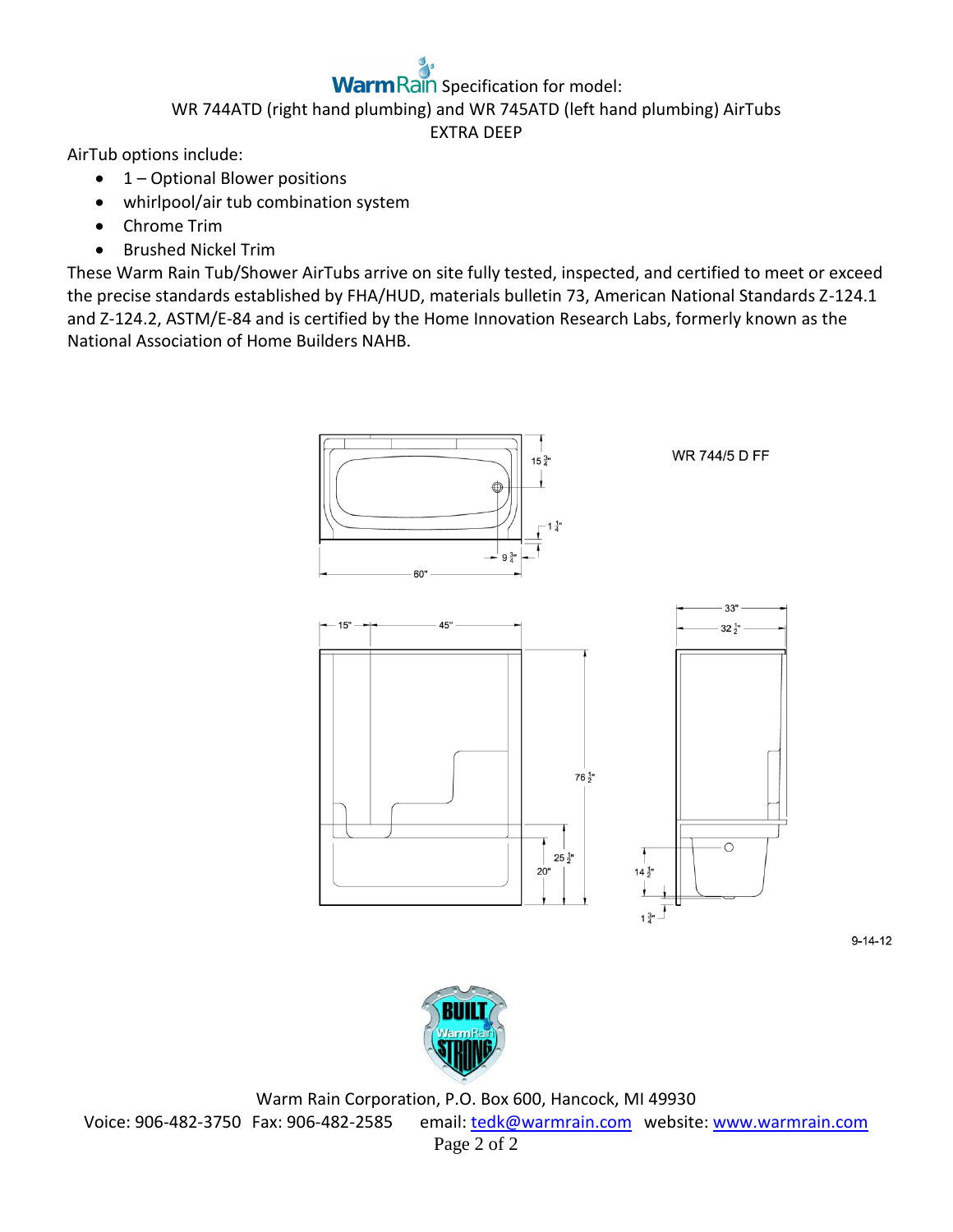# WarmRain Specification for model:

WR 744ATD (right hand plumbing) and WR 745ATD (left hand plumbing) AirTubs

EXTRA DEEP

AirTub options include:

- 1 – Optional Blower positions
- whirlpool/air tub combination system
- Chrome Trim
- Brushed Nickel Trim

These Warm Rain Tub/Shower AirTubs arrive on site fully tested, inspected, and certified to meet or exceed the precise standards established by FHA/HUD, materials bulletin 73, American National Standards Z-124.1 and Z-124.2, ASTM/E-84 and is certified by the Home Innovation Research Labs, formerly known as the National Association of Home Builders NAHB.

WR 744/5 D FF

15 3/4"

1 1/4"

9 3/4"

60"

15"

45"

33"

32 1/2"

76 1/2"

25 1/2"

20"

14 1/2"

1 3/4"

9-14-12

Warm Rain Corporation, P.O. Box 600, Hancock, MI 49930

Voice: 906-482-3750 Fax: 906-482-2585 email: tedk@warmrain.com website: www.warmrain.com